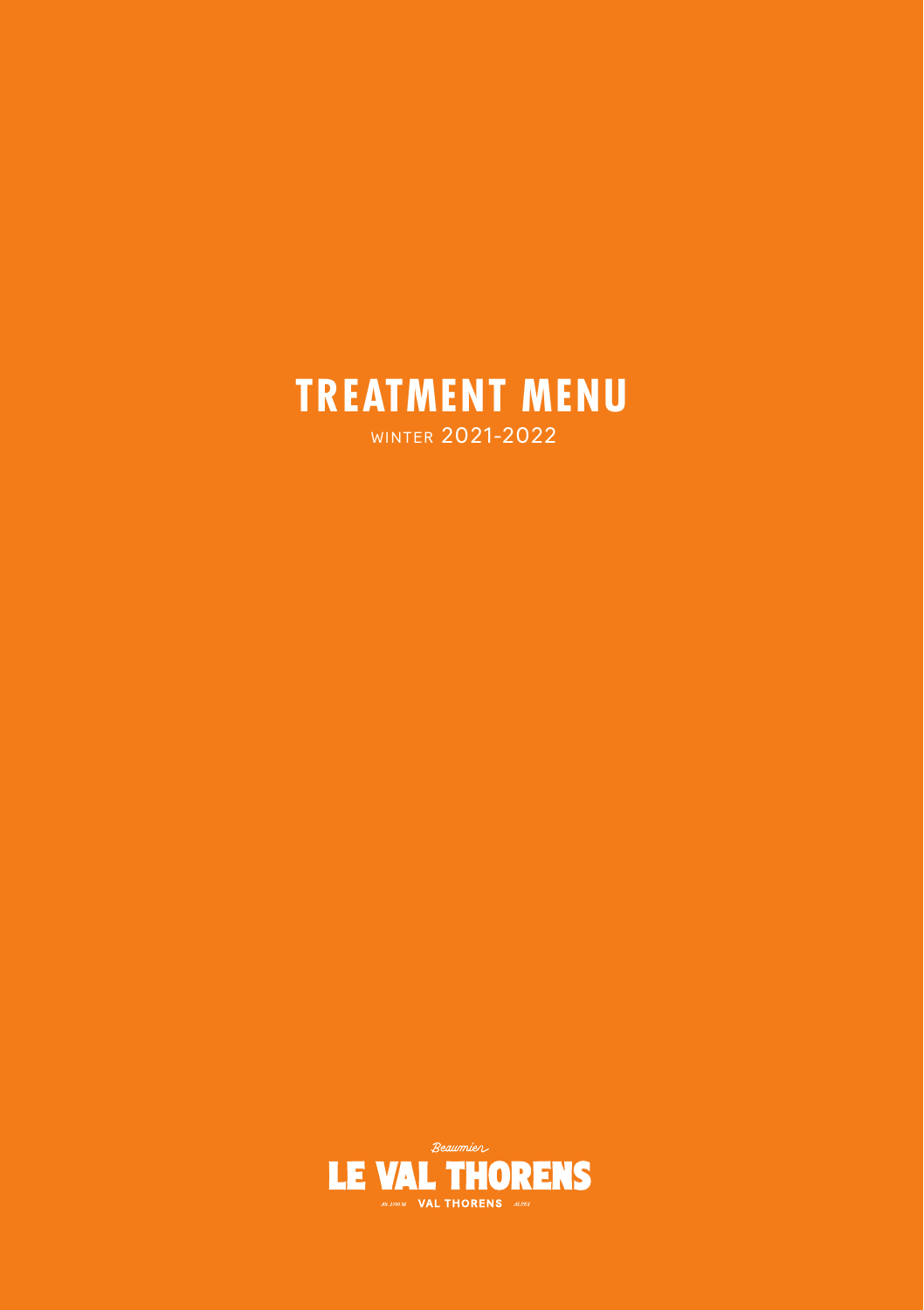# TREATMENT MENU

WINTER 2021-2022

Beaumier

LE VAL THORENS

Alt. 2300 M VAL THORENS ALPES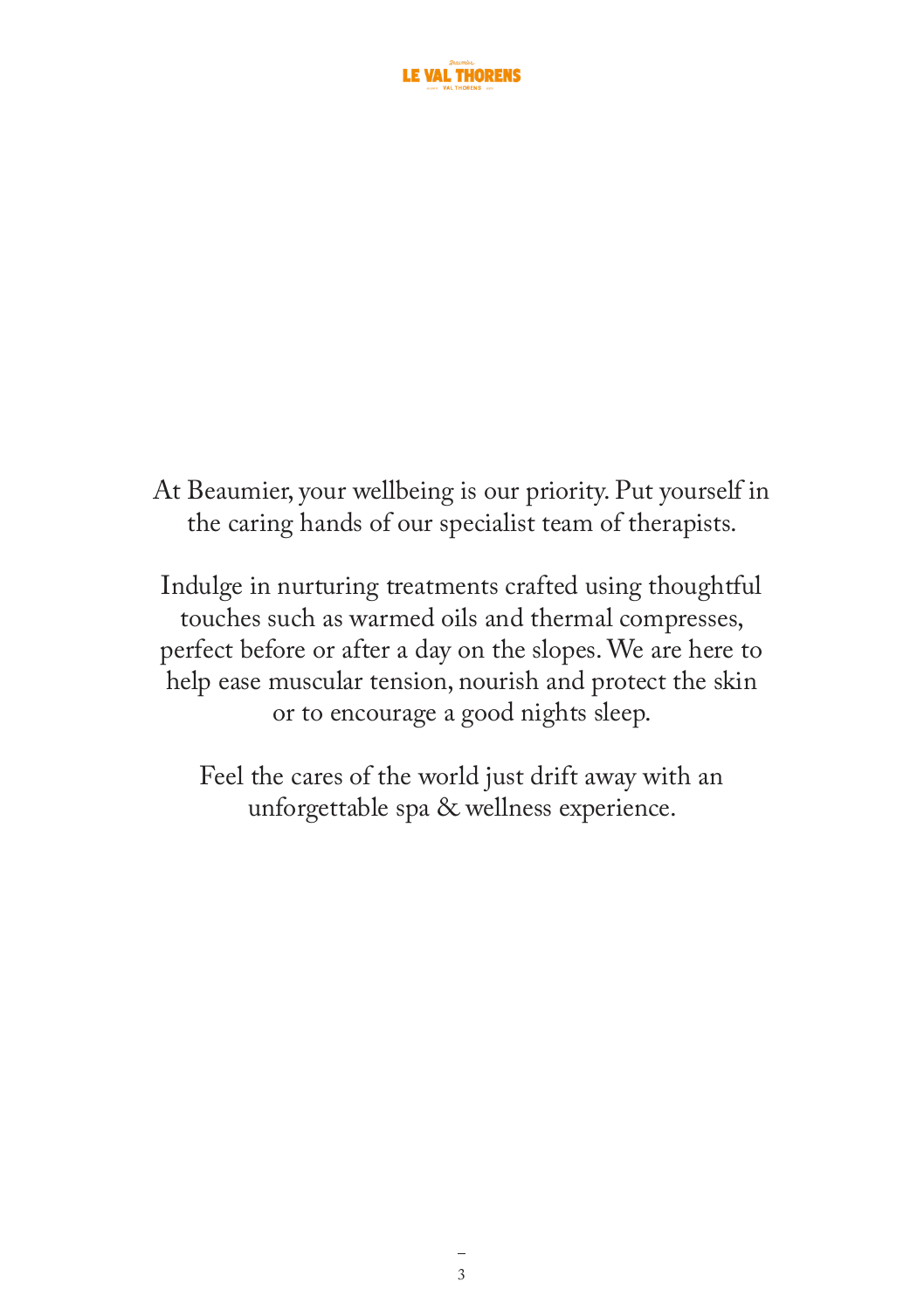At Beaumier, your wellbeing is our priority. Put yourself in the caring hands of our specialist team of therapists.

Indulge in nurturing treatments crafted using thoughtful touches such as warmed oils and thermal compresses, perfect before or after a day on the slopes. We are here to help ease muscular tension, nourish and protect the skin or to encourage a good nights sleep.

Feel the cares of the world just drift away with an unforgettable spa & wellness experience.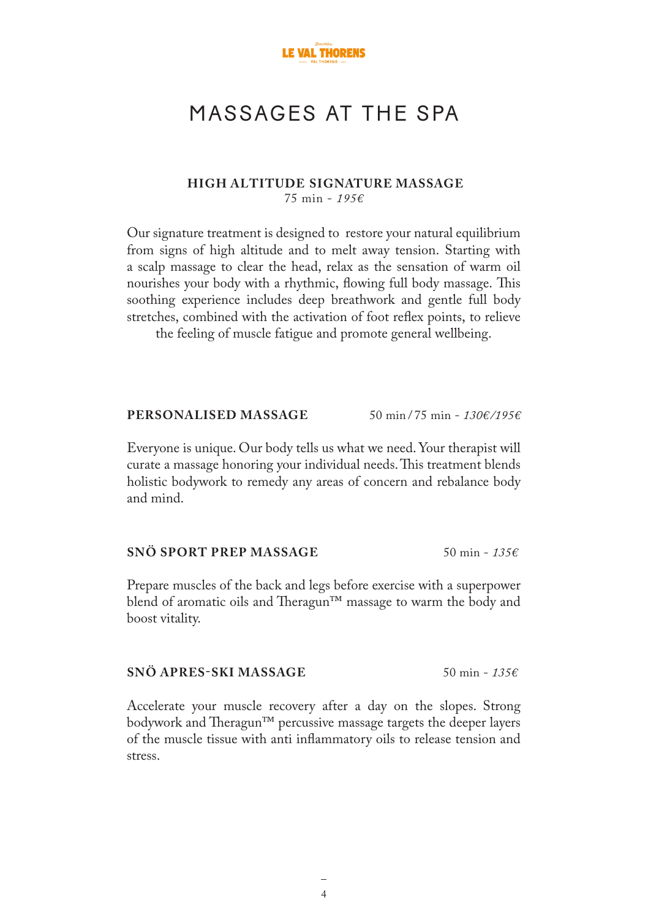# MASSAGES AT THE SPA

### HIGH ALTITUDE SIGNATURE MASSAGE

75 min - *195€*

Our signature treatment is designed to restore your natural equilibrium from signs of high altitude and to melt away tension. Starting with a scalp massage to clear the head, relax as the sensation of warm oil nourishes your body with a rhythmic, flowing full body massage. This soothing experience includes deep breathwork and gentle full body stretches, combined with the activation of foot reflex points, to relieve the feeling of muscle fatigue and promote general wellbeing.

### PERSONALISED MASSAGE

50 min / 75 min - *130€/195€*

Everyone is unique. Our body tells us what we need. Your therapist will curate a massage honoring your individual needs. This treatment blends holistic bodywork to remedy any areas of concern and rebalance body and mind.

### SNÖ SPORT PREP MASSAGE

50 min - *135€*

Prepare muscles of the back and legs before exercise with a superpower blend of aromatic oils and Theragun™ massage to warm the body and boost vitality.

### SNÖ APRES-SKI MASSAGE

50 min - *135€*

Accelerate your muscle recovery after a day on the slopes. Strong bodywork and Theragun™ percussive massage targets the deeper layers of the muscle tissue with anti inflammatory oils to release tension and stress.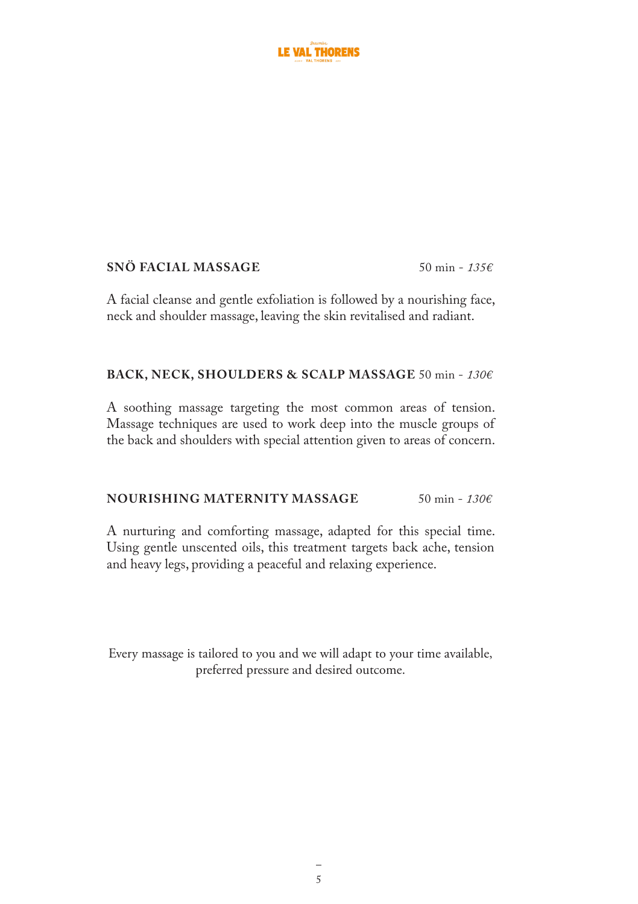**SNÖ FACIAL MASSAGE** 50 min - *135€*

A facial cleanse and gentle exfoliation is followed by a nourishing face, neck and shoulder massage, leaving the skin revitalised and radiant.

**BACK, NECK, SHOULDERS & SCALP MASSAGE** 50 min - *130€*

A soothing massage targeting the most common areas of tension. Massage techniques are used to work deep into the muscle groups of the back and shoulders with special attention given to areas of concern.

**NOURISHING MATERNITY MASSAGE** 50 min - *130€*

A nurturing and comforting massage, adapted for this special time. Using gentle unscented oils, this treatment targets back ache, tension and heavy legs, providing a peaceful and relaxing experience.

Every massage is tailored to you and we will adapt to your time available, preferred pressure and desired outcome.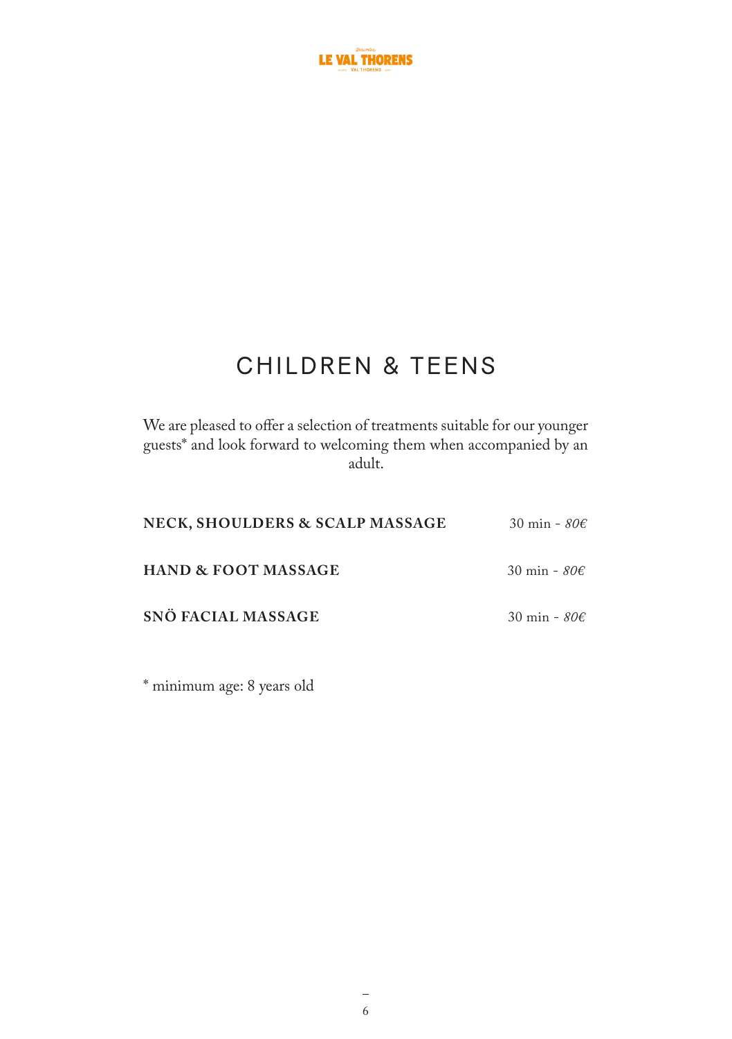# CHILDREN & TEENS

We are pleased to offer a selection of treatments suitable for our younger guests* and look forward to welcoming them when accompanied by an adult.

| | |
|---|---|
| **NECK, SHOULDERS & SCALP MASSAGE** | 30 min - *80€* |
| **HAND & FOOT MASSAGE** | 30 min - *80€* |
| **SNÖ FACIAL MASSAGE** | 30 min - *80€* |

* minimum age: 8 years old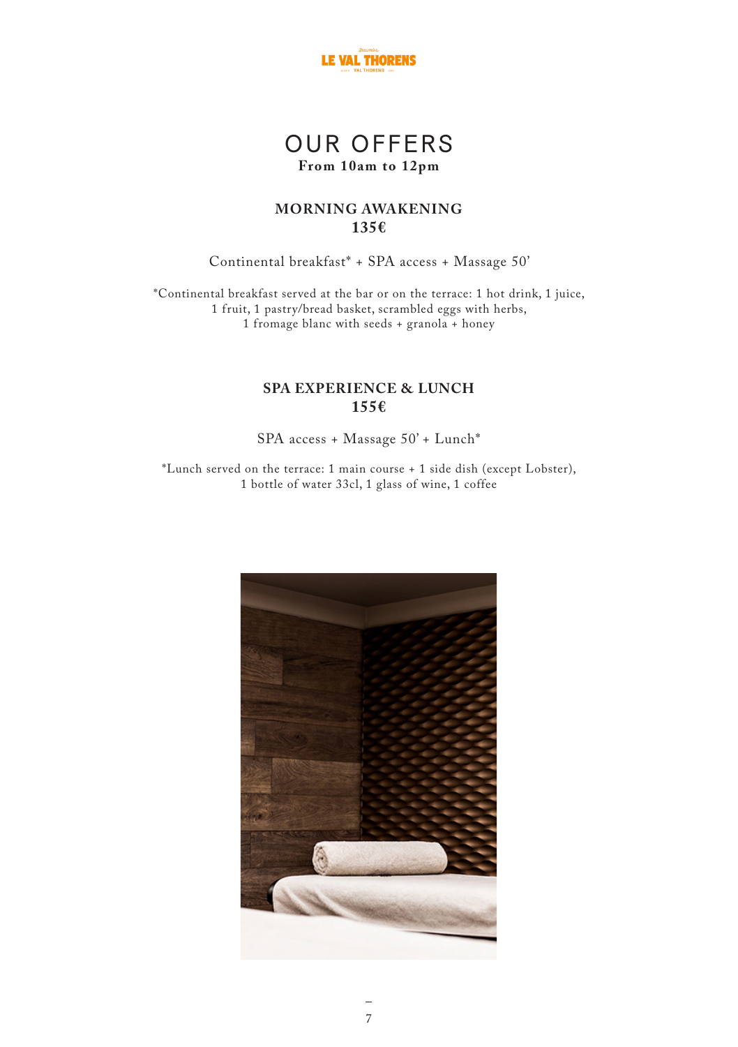# OUR OFFERS

**From 10am to 12pm**

## MORNING AWAKENING
**135€**

Continental breakfast* + SPA access + Massage 50'

*Continental breakfast served at the bar or on the terrace: 1 hot drink, 1 juice, 1 fruit, 1 pastry/bread basket, scrambled eggs with herbs, 1 fromage blanc with seeds + granola + honey

## SPA EXPERIENCE & LUNCH
**155€**

SPA access + Massage 50' + Lunch*

*Lunch served on the terrace: 1 main course + 1 side dish (except Lobster), 1 bottle of water 33cl, 1 glass of wine, 1 coffee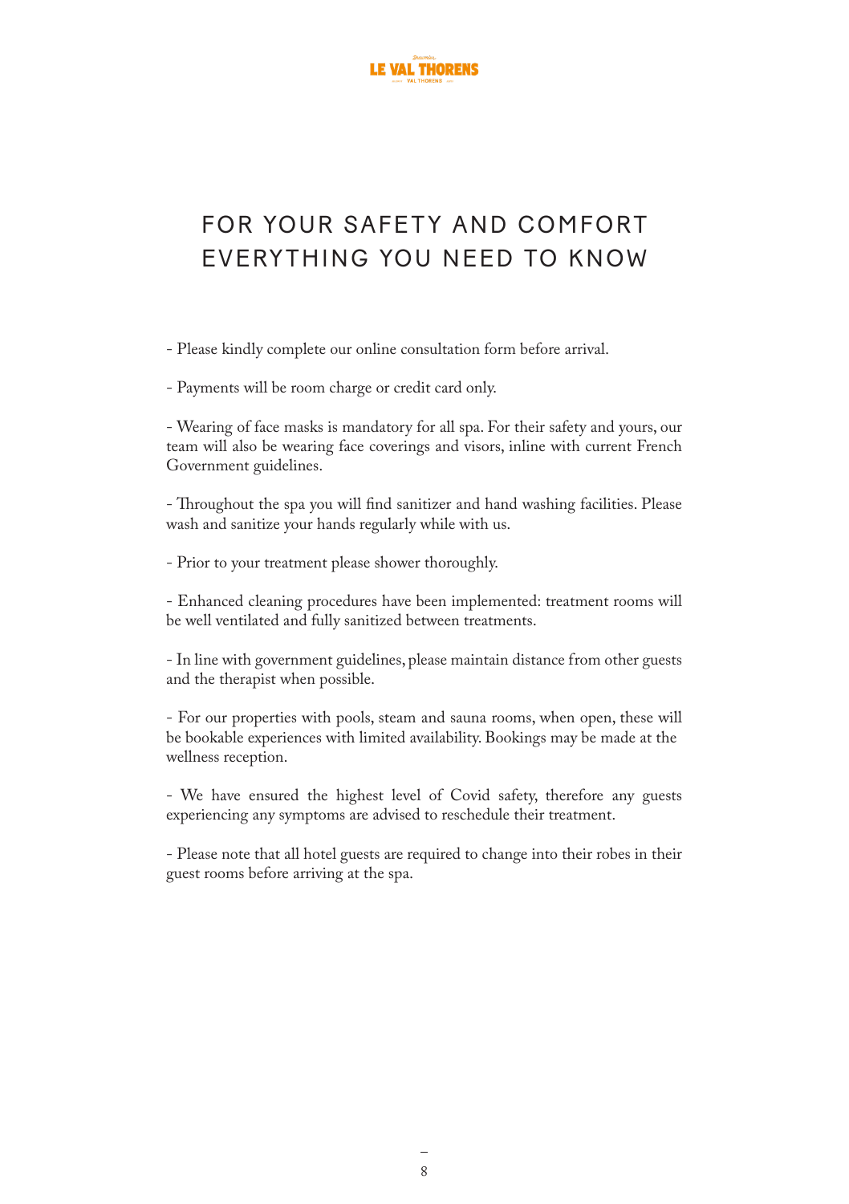# FOR YOUR SAFETY AND COMFORT EVERYTHING YOU NEED TO KNOW

- Please kindly complete our online consultation form before arrival.

- Payments will be room charge or credit card only.

- Wearing of face masks is mandatory for all spa. For their safety and yours, our team will also be wearing face coverings and visors, inline with current French Government guidelines.

- Throughout the spa you will find sanitizer and hand washing facilities. Please wash and sanitize your hands regularly while with us.

- Prior to your treatment please shower thoroughly.

- Enhanced cleaning procedures have been implemented: treatment rooms will be well ventilated and fully sanitized between treatments.

- In line with government guidelines, please maintain distance from other guests and the therapist when possible.

- For our properties with pools, steam and sauna rooms, when open, these will be bookable experiences with limited availability. Bookings may be made at the wellness reception.

- We have ensured the highest level of Covid safety, therefore any guests experiencing any symptoms are advised to reschedule their treatment.

- Please note that all hotel guests are required to change into their robes in their guest rooms before arriving at the spa.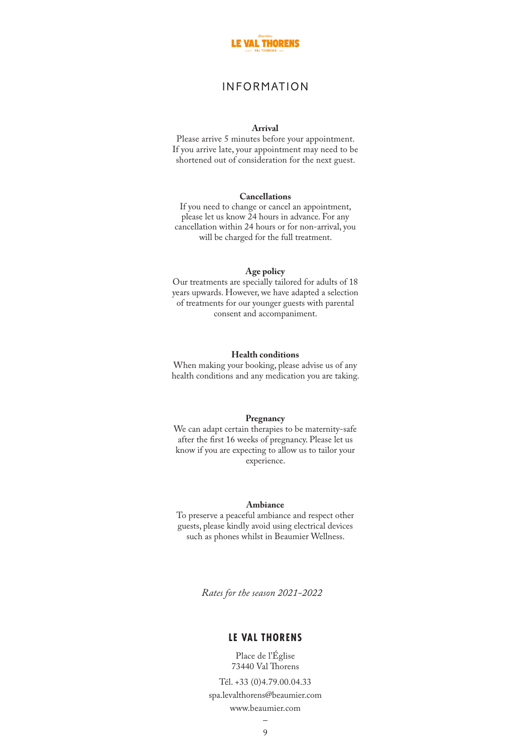# INFORMATION

**Arrival**

Please arrive 5 minutes before your appointment. If you arrive late, your appointment may need to be shortened out of consideration for the next guest.

**Cancellations**

If you need to change or cancel an appointment, please let us know 24 hours in advance. For any cancellation within 24 hours or for non-arrival, you will be charged for the full treatment.

**Age policy**

Our treatments are specially tailored for adults of 18 years upwards. However, we have adapted a selection of treatments for our younger guests with parental consent and accompaniment.

**Health conditions**

When making your booking, please advise us of any health conditions and any medication you are taking.

**Pregnancy**

We can adapt certain therapies to be maternity-safe after the first 16 weeks of pregnancy. Please let us know if you are expecting to allow us to tailor your experience.

**Ambiance**

To preserve a peaceful ambiance and respect other guests, please kindly avoid using electrical devices such as phones whilst in Beaumier Wellness.

*Rates for the season 2021-2022*

## LE VAL THORENS

Place de l'Église
73440 Val Thorens

Tél. +33 (0)4.79.00.04.33

spa.levalthorens@beaumier.com

www.beaumier.com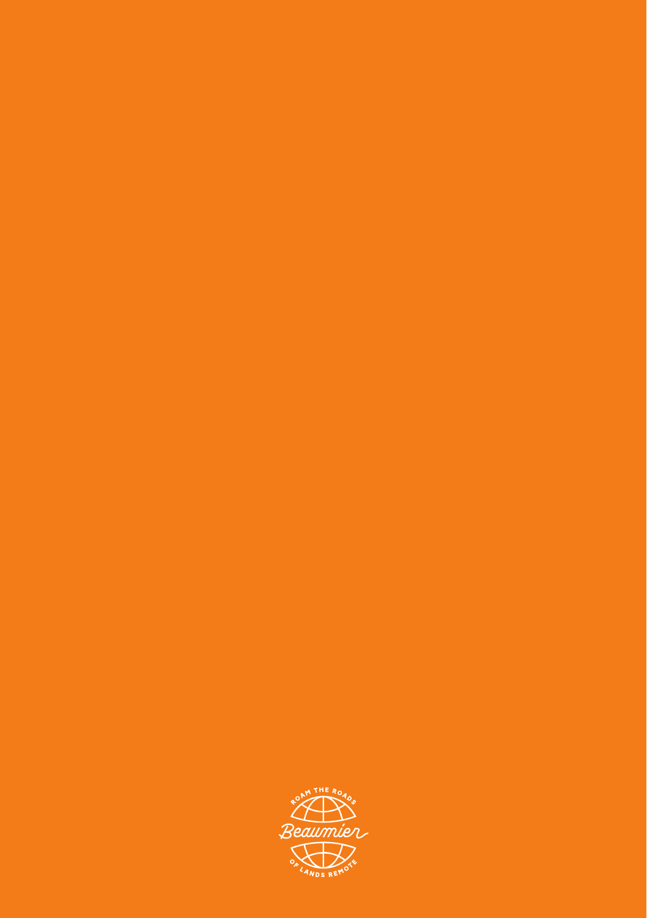ROAM THE ROADS

Beaumier

OF LANDS REMOTE